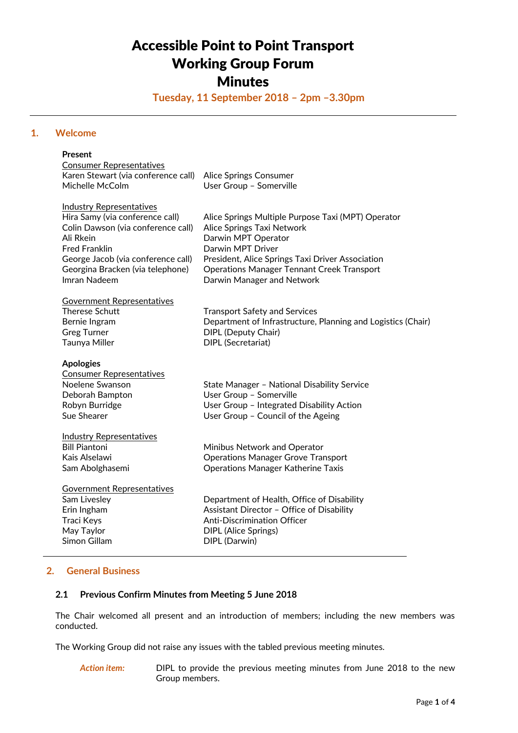# Accessible Point to Point Transport Working Group Forum Minutes

**Tuesday, 11 September 2018 – 2pm –3.30pm**

## 1. Welcome

**Present**

Consumer Representatives

| | |
|---|---|
| Karen Stewart (via conference call) | Alice Springs Consumer |
| Michelle McColm | User Group – Somerville |

Industry Representatives

| | |
|---|---|
| Hira Samy (via conference call) | Alice Springs Multiple Purpose Taxi (MPT) Operator |
| Colin Dawson (via conference call) | Alice Springs Taxi Network |
| Ali Rkein | Darwin MPT Operator |
| Fred Franklin | Darwin MPT Driver |
| George Jacob (via conference call) | President, Alice Springs Taxi Driver Association |
| Georgina Bracken (via telephone) | Operations Manager Tennant Creek Transport |
| Imran Nadeem | Darwin Manager and Network |

Government Representatives

| | |
|---|---|
| Therese Schutt | Transport Safety and Services |
| Bernie Ingram | Department of Infrastructure, Planning and Logistics (Chair) |
| Greg Turner | DIPL (Deputy Chair) |
| Taunya Miller | DIPL (Secretariat) |

**Apologies**

Consumer Representatives

| | |
|---|---|
| Noelene Swanson | State Manager – National Disability Service |
| Deborah Bampton | User Group – Somerville |
| Robyn Burridge | User Group – Integrated Disability Action |
| Sue Shearer | User Group – Council of the Ageing |

Industry Representatives

| | |
|---|---|
| Bill Piantoni | Minibus Network and Operator |
| Kais Alselawi | Operations Manager Grove Transport |
| Sam Abolghasemi | Operations Manager Katherine Taxis |

Government Representatives

| | |
|---|---|
| Sam Livesley | Department of Health, Office of Disability |
| Erin Ingham | Assistant Director – Office of Disability |
| Traci Keys | Anti-Discrimination Officer |
| May Taylor | DIPL (Alice Springs) |
| Simon Gillam | DIPL (Darwin) |

## 2. General Business

### 2.1 Previous Confirm Minutes from Meeting 5 June 2018

The Chair welcomed all present and an introduction of members; including the new members was conducted.

The Working Group did not raise any issues with the tabled previous meeting minutes.

*Action item:* DIPL to provide the previous meeting minutes from June 2018 to the new Group members.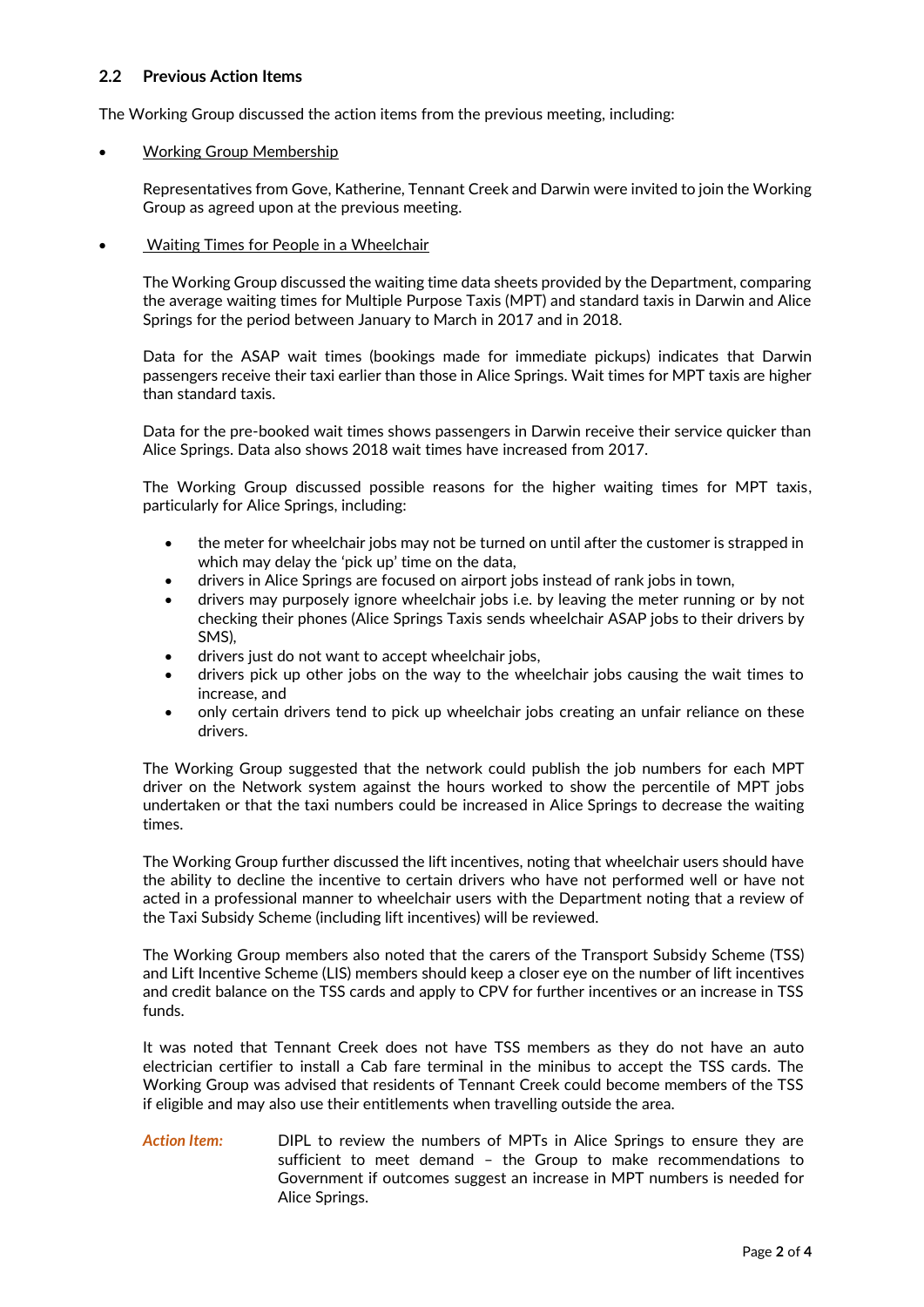## 2.2 Previous Action Items

The Working Group discussed the action items from the previous meeting, including:

- Working Group Membership

  Representatives from Gove, Katherine, Tennant Creek and Darwin were invited to join the Working Group as agreed upon at the previous meeting.

- Waiting Times for People in a Wheelchair

  The Working Group discussed the waiting time data sheets provided by the Department, comparing the average waiting times for Multiple Purpose Taxis (MPT) and standard taxis in Darwin and Alice Springs for the period between January to March in 2017 and in 2018.

  Data for the ASAP wait times (bookings made for immediate pickups) indicates that Darwin passengers receive their taxi earlier than those in Alice Springs. Wait times for MPT taxis are higher than standard taxis.

  Data for the pre-booked wait times shows passengers in Darwin receive their service quicker than Alice Springs. Data also shows 2018 wait times have increased from 2017.

  The Working Group discussed possible reasons for the higher waiting times for MPT taxis, particularly for Alice Springs, including:

  - the meter for wheelchair jobs may not be turned on until after the customer is strapped in which may delay the 'pick up' time on the data,
  - drivers in Alice Springs are focused on airport jobs instead of rank jobs in town,
  - drivers may purposely ignore wheelchair jobs i.e. by leaving the meter running or by not checking their phones (Alice Springs Taxis sends wheelchair ASAP jobs to their drivers by SMS),
  - drivers just do not want to accept wheelchair jobs,
  - drivers pick up other jobs on the way to the wheelchair jobs causing the wait times to increase, and
  - only certain drivers tend to pick up wheelchair jobs creating an unfair reliance on these drivers.

  The Working Group suggested that the network could publish the job numbers for each MPT driver on the Network system against the hours worked to show the percentile of MPT jobs undertaken or that the taxi numbers could be increased in Alice Springs to decrease the waiting times.

  The Working Group further discussed the lift incentives, noting that wheelchair users should have the ability to decline the incentive to certain drivers who have not performed well or have not acted in a professional manner to wheelchair users with the Department noting that a review of the Taxi Subsidy Scheme (including lift incentives) will be reviewed.

  The Working Group members also noted that the carers of the Transport Subsidy Scheme (TSS) and Lift Incentive Scheme (LIS) members should keep a closer eye on the number of lift incentives and credit balance on the TSS cards and apply to CPV for further incentives or an increase in TSS funds.

  It was noted that Tennant Creek does not have TSS members as they do not have an auto electrician certifier to install a Cab fare terminal in the minibus to accept the TSS cards. The Working Group was advised that residents of Tennant Creek could become members of the TSS if eligible and may also use their entitlements when travelling outside the area.

  ***Action Item:*** DIPL to review the numbers of MPTs in Alice Springs to ensure they are sufficient to meet demand – the Group to make recommendations to Government if outcomes suggest an increase in MPT numbers is needed for Alice Springs.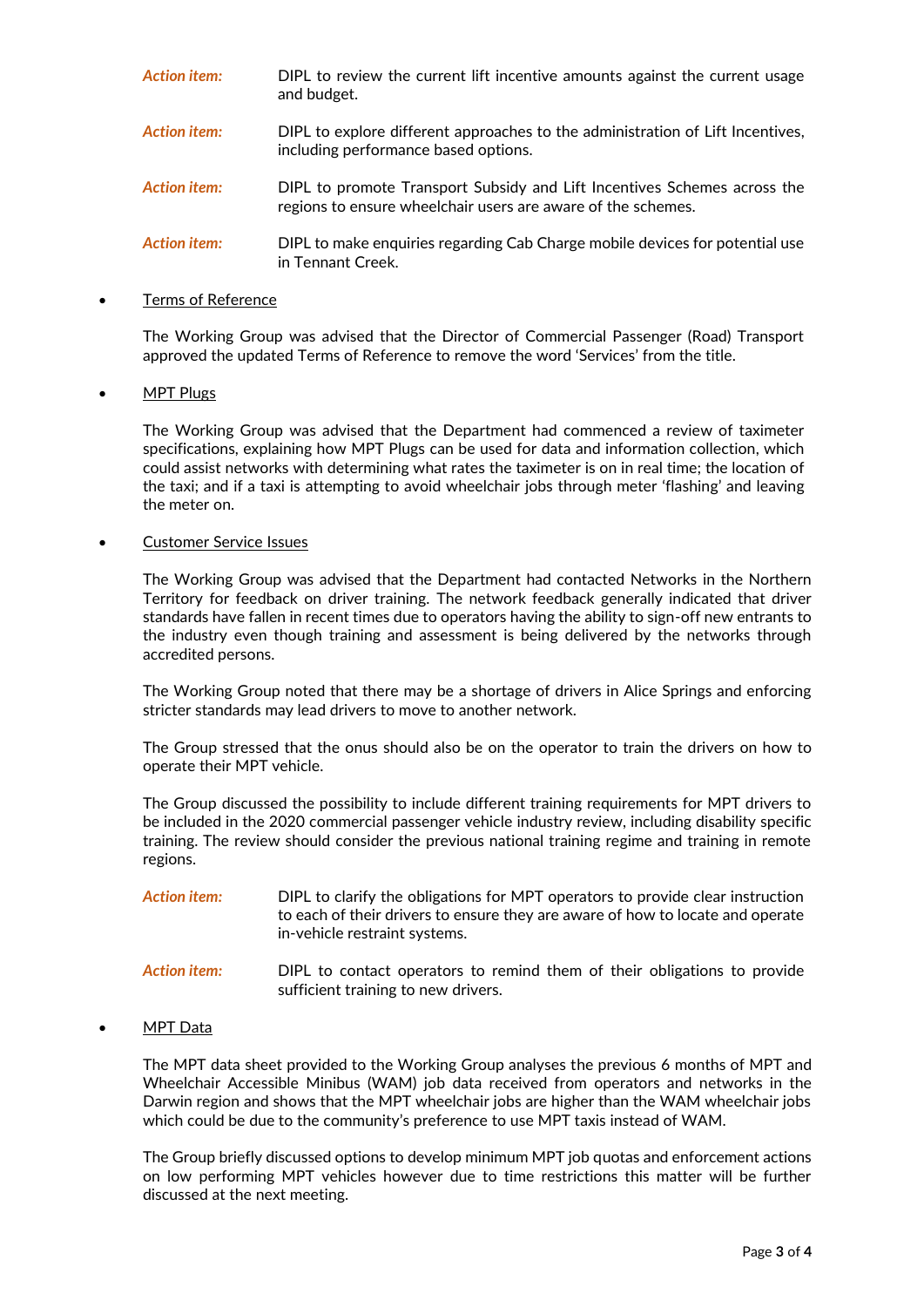*Action item:* DIPL to review the current lift incentive amounts against the current usage and budget.

*Action item:* DIPL to explore different approaches to the administration of Lift Incentives, including performance based options.

*Action item:* DIPL to promote Transport Subsidy and Lift Incentives Schemes across the regions to ensure wheelchair users are aware of the schemes.

*Action item:* DIPL to make enquiries regarding Cab Charge mobile devices for potential use in Tennant Creek.

- Terms of Reference

  The Working Group was advised that the Director of Commercial Passenger (Road) Transport approved the updated Terms of Reference to remove the word 'Services' from the title.

- MPT Plugs

  The Working Group was advised that the Department had commenced a review of taximeter specifications, explaining how MPT Plugs can be used for data and information collection, which could assist networks with determining what rates the taximeter is on in real time; the location of the taxi; and if a taxi is attempting to avoid wheelchair jobs through meter 'flashing' and leaving the meter on.

- Customer Service Issues

  The Working Group was advised that the Department had contacted Networks in the Northern Territory for feedback on driver training. The network feedback generally indicated that driver standards have fallen in recent times due to operators having the ability to sign-off new entrants to the industry even though training and assessment is being delivered by the networks through accredited persons.

  The Working Group noted that there may be a shortage of drivers in Alice Springs and enforcing stricter standards may lead drivers to move to another network.

  The Group stressed that the onus should also be on the operator to train the drivers on how to operate their MPT vehicle.

  The Group discussed the possibility to include different training requirements for MPT drivers to be included in the 2020 commercial passenger vehicle industry review, including disability specific training. The review should consider the previous national training regime and training in remote regions.

*Action item:* DIPL to clarify the obligations for MPT operators to provide clear instruction to each of their drivers to ensure they are aware of how to locate and operate in-vehicle restraint systems.

*Action item:* DIPL to contact operators to remind them of their obligations to provide sufficient training to new drivers.

- MPT Data

  The MPT data sheet provided to the Working Group analyses the previous 6 months of MPT and Wheelchair Accessible Minibus (WAM) job data received from operators and networks in the Darwin region and shows that the MPT wheelchair jobs are higher than the WAM wheelchair jobs which could be due to the community's preference to use MPT taxis instead of WAM.

  The Group briefly discussed options to develop minimum MPT job quotas and enforcement actions on low performing MPT vehicles however due to time restrictions this matter will be further discussed at the next meeting.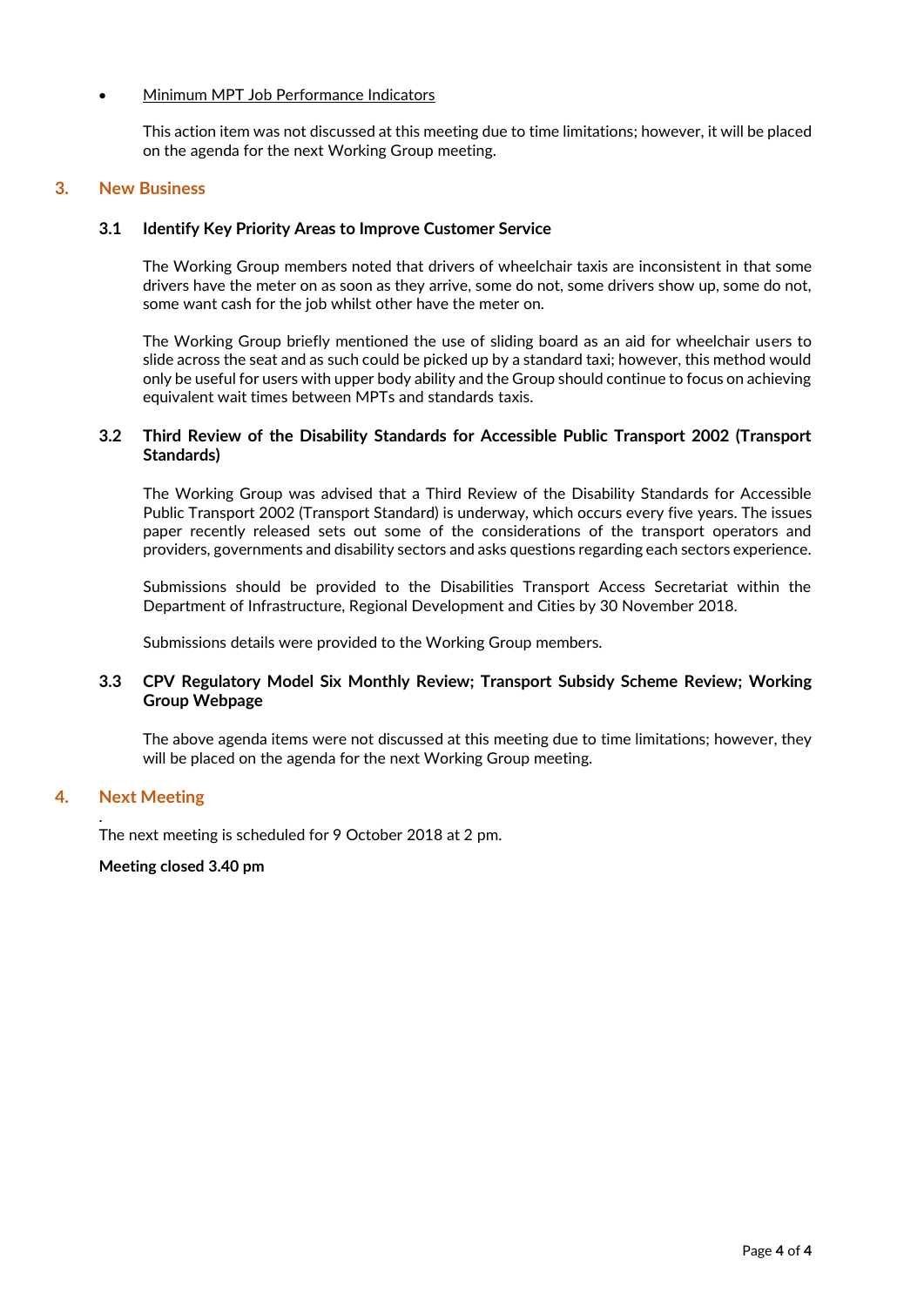- Minimum MPT Job Performance Indicators

  This action item was not discussed at this meeting due to time limitations; however, it will be placed on the agenda for the next Working Group meeting.

## 3. New Business

### 3.1 Identify Key Priority Areas to Improve Customer Service

The Working Group members noted that drivers of wheelchair taxis are inconsistent in that some drivers have the meter on as soon as they arrive, some do not, some drivers show up, some do not, some want cash for the job whilst other have the meter on.

The Working Group briefly mentioned the use of sliding board as an aid for wheelchair users to slide across the seat and as such could be picked up by a standard taxi; however, this method would only be useful for users with upper body ability and the Group should continue to focus on achieving equivalent wait times between MPTs and standards taxis.

### 3.2 Third Review of the Disability Standards for Accessible Public Transport 2002 (Transport Standards)

The Working Group was advised that a Third Review of the Disability Standards for Accessible Public Transport 2002 (Transport Standard) is underway, which occurs every five years. The issues paper recently released sets out some of the considerations of the transport operators and providers, governments and disability sectors and asks questions regarding each sectors experience.

Submissions should be provided to the Disabilities Transport Access Secretariat within the Department of Infrastructure, Regional Development and Cities by 30 November 2018.

Submissions details were provided to the Working Group members.

### 3.3 CPV Regulatory Model Six Monthly Review; Transport Subsidy Scheme Review; Working Group Webpage

The above agenda items were not discussed at this meeting due to time limitations; however, they will be placed on the agenda for the next Working Group meeting.

## 4. Next Meeting

The next meeting is scheduled for 9 October 2018 at 2 pm.

**Meeting closed 3.40 pm**